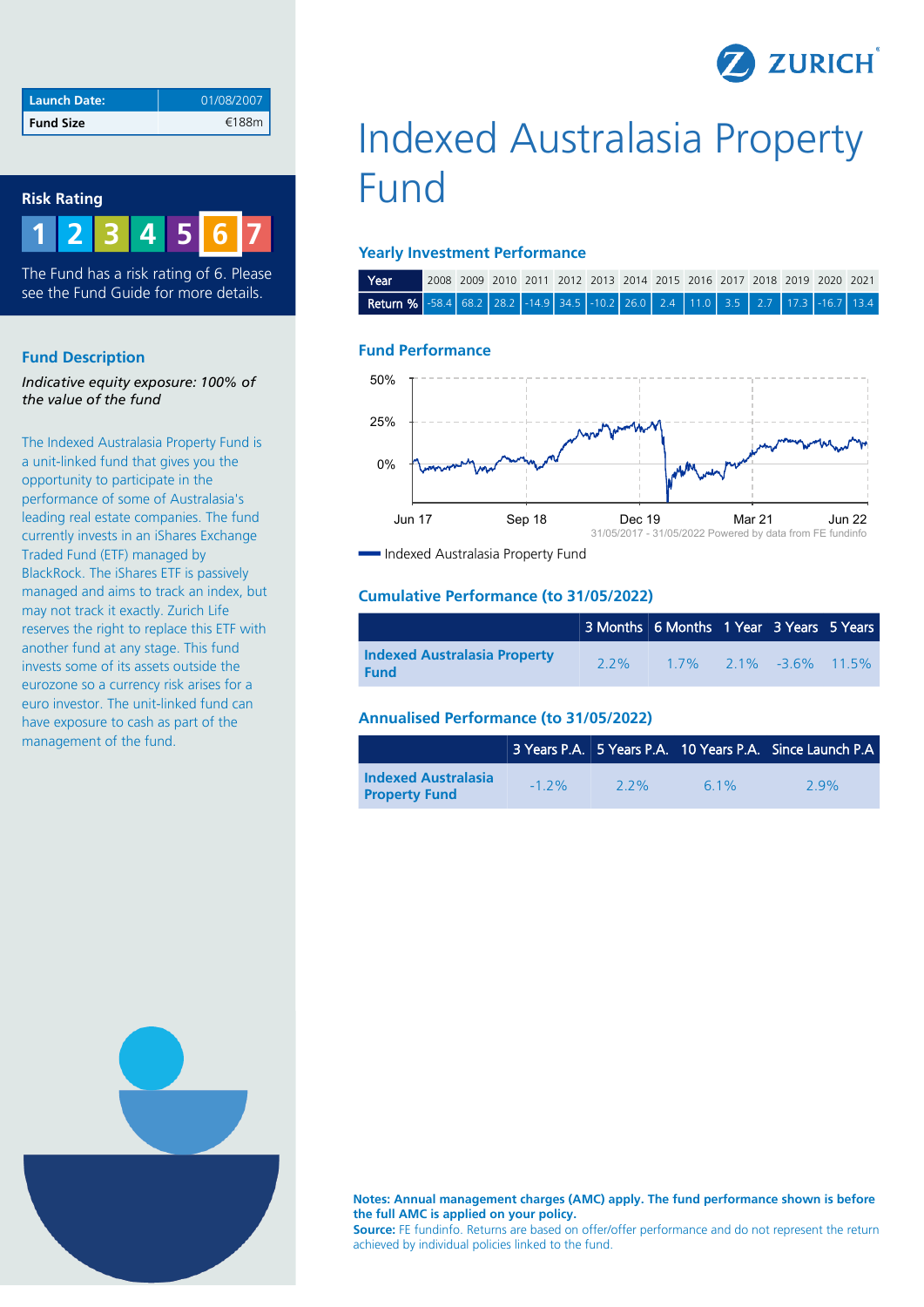| Launch Date: | 01/08/2007 |
| --- | --- |
| Fund Size | €188m |

## Risk Rating

1 2 3 4 5 6 7

The Fund has a risk rating of 6. Please see the Fund Guide for more details.

## Fund Description

*Indicative equity exposure: 100% of the value of the fund*

The Indexed Australasia Property Fund is a unit-linked fund that gives you the opportunity to participate in the performance of some of Australasia's leading real estate companies. The fund currently invests in an iShares Exchange Traded Fund (ETF) managed by BlackRock. The iShares ETF is passively managed and aims to track an index, but may not track it exactly. Zurich Life reserves the right to replace this ETF with another fund at any stage. This fund invests some of its assets outside the eurozone so a currency risk arises for a euro investor. The unit-linked fund can have exposure to cash as part of the management of the fund.

# Indexed Australasia Property Fund

### Yearly Investment Performance

| Year | 2008 | 2009 | 2010 | 2011 | 2012 | 2013 | 2014 | 2015 | 2016 | 2017 | 2018 | 2019 | 2020 | 2021 |
| --- | --- | --- | --- | --- | --- | --- | --- | --- | --- | --- | --- | --- | --- | --- |
| Return % | -58.4 | 68.2 | 28.2 | -14.9 | 34.5 | -10.2 | 26.0 | 2.4 | 11.0 | 3.5 | 2.7 | 17.3 | -16.7 | 13.4 |

### Fund Performance

31/05/2017 - 31/05/2022 Powered by data from FE fundinfo

Indexed Australasia Property Fund

### Cumulative Performance (to 31/05/2022)

| | 3 Months | 6 Months | 1 Year | 3 Years | 5 Years |
| --- | --- | --- | --- | --- | --- |
| **Indexed Australasia Property Fund** | 2.2% | 1.7% | 2.1% | -3.6% | 11.5% |

### Annualised Performance (to 31/05/2022)

| | 3 Years P.A. | 5 Years P.A. | 10 Years P.A. | Since Launch P.A |
| --- | --- | --- | --- | --- |
| **Indexed Australasia Property Fund** | -1.2% | 2.2% | 6.1% | 2.9% |

**Notes: Annual management charges (AMC) apply. The fund performance shown is before the full AMC is applied on your policy.**
**Source:** FE fundinfo. Returns are based on offer/offer performance and do not represent the return achieved by individual policies linked to the fund.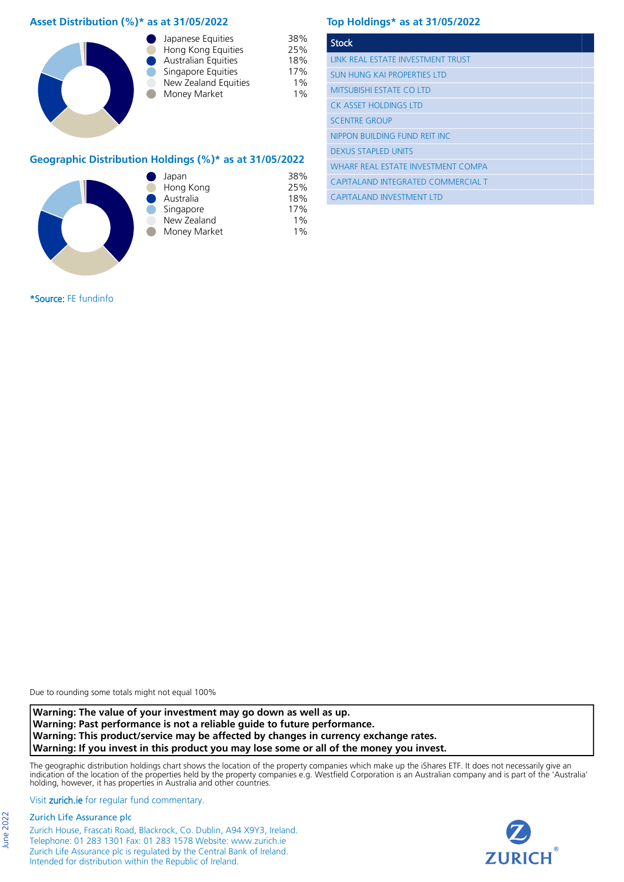## Asset Distribution (%)* as at 31/05/2022

Japanese Equities 38%
Hong Kong Equities 25%
Australian Equities 18%
Singapore Equities 17%
New Zealand Equities 1%
Money Market 1%

## Geographic Distribution Holdings (%)* as at 31/05/2022

Japan 38%
Hong Kong 25%
Australia 18%
Singapore 17%
New Zealand 1%
Money Market 1%

*Source: FE fundinfo

## Top Holdings* as at 31/05/2022

| Stock |
|---|
| LINK REAL ESTATE INVESTMENT TRUST |
| SUN HUNG KAI PROPERTIES LTD |
| MITSUBISHI ESTATE CO LTD |
| CK ASSET HOLDINGS LTD |
| SCENTRE GROUP |
| NIPPON BUILDING FUND REIT INC |
| DEXUS STAPLED UNITS |
| WHARF REAL ESTATE INVESTMENT COMPA |
| CAPITALAND INTEGRATED COMMERCIAL T |
| CAPITALAND INVESTMENT LTD |

Due to rounding some totals might not equal 100%

**Warning: The value of your investment may go down as well as up.**
**Warning: Past performance is not a reliable guide to future performance.**
**Warning: This product/service may be affected by changes in currency exchange rates.**
**Warning: If you invest in this product you may lose some or all of the money you invest.**

The geographic distribution holdings chart shows the location of the property companies which make up the iShares ETF. It does not necessarily give an indication of the location of the properties held by the property companies e.g. Westfield Corporation is an Australian company and is part of the 'Australia' holding, however, it has properties in Australia and other countries.

Visit zurich.ie for regular fund commentary.

Zurich Life Assurance plc
Zurich House, Frascati Road, Blackrock, Co. Dublin, A94 X9Y3, Ireland.
Telephone: 01 283 1301 Fax: 01 283 1578 Website: www.zurich.ie
Zurich Life Assurance plc is regulated by the Central Bank of Ireland.
Intended for distribution within the Republic of Ireland.

June 2022